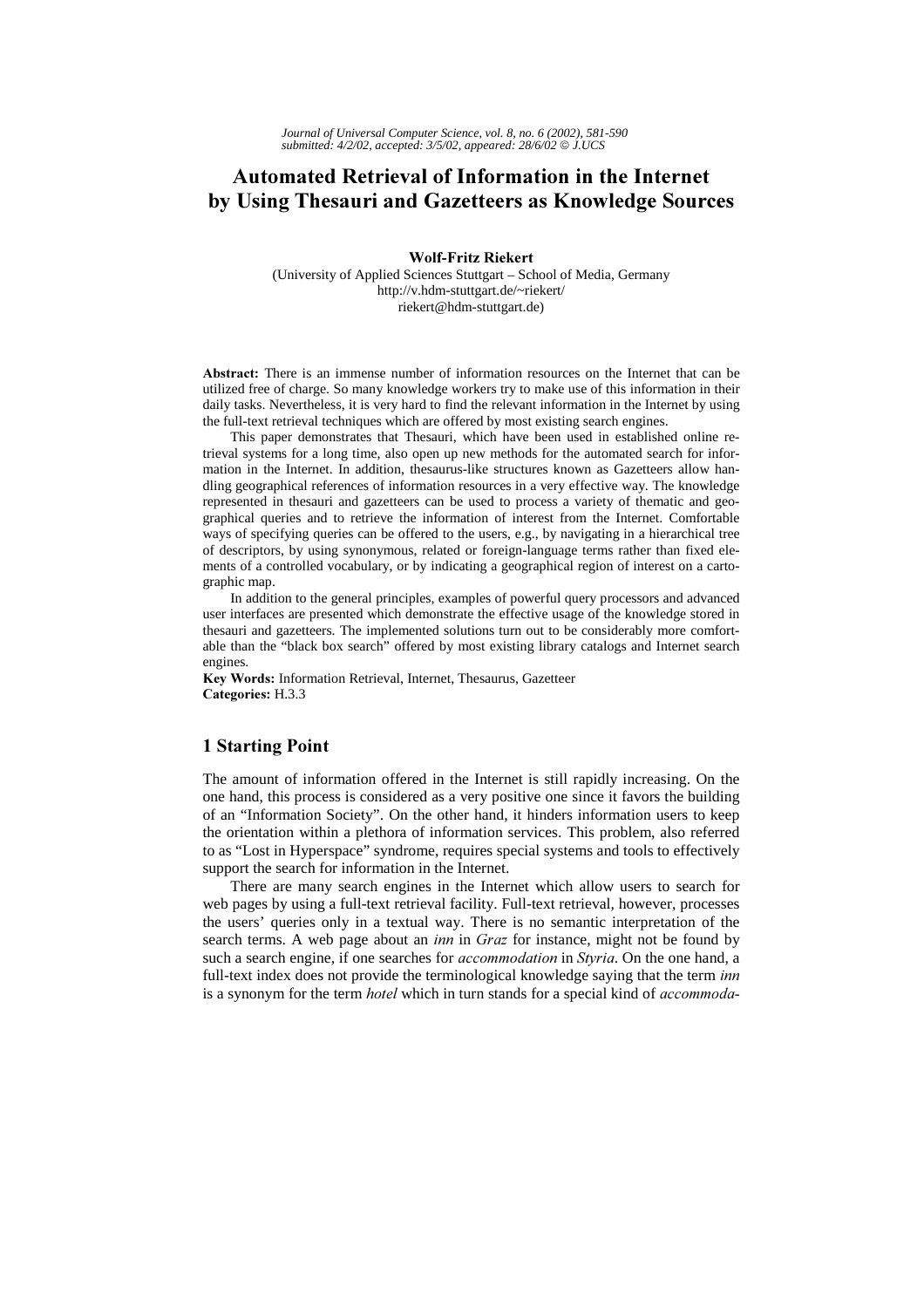# Automated Retrieval of Information in the Internet by Using Thesauri and Gazetteers as Knowledge Sources

**Wolf-Fritz Riekert**
(University of Applied Sciences Stuttgart – School of Media, Germany
http://v.hdm-stuttgart.de/~riekert/
riekert@hdm-stuttgart.de)

**Abstract:** There is an immense number of information resources on the Internet that can be utilized free of charge. So many knowledge workers try to make use of this information in their daily tasks. Nevertheless, it is very hard to find the relevant information in the Internet by using the full-text retrieval techniques which are offered by most existing search engines.

This paper demonstrates that Thesauri, which have been used in established online retrieval systems for a long time, also open up new methods for the automated search for information in the Internet. In addition, thesaurus-like structures known as Gazetteers allow handling geographical references of information resources in a very effective way. The knowledge represented in thesauri and gazetteers can be used to process a variety of thematic and geographical queries and to retrieve the information of interest from the Internet. Comfortable ways of specifying queries can be offered to the users, e.g., by navigating in a hierarchical tree of descriptors, by using synonymous, related or foreign-language terms rather than fixed elements of a controlled vocabulary, or by indicating a geographical region of interest on a cartographic map.

In addition to the general principles, examples of powerful query processors and advanced user interfaces are presented which demonstrate the effective usage of the knowledge stored in thesauri and gazetteers. The implemented solutions turn out to be considerably more comfortable than the "black box search" offered by most existing library catalogs and Internet search engines.

**Key Words:** Information Retrieval, Internet, Thesaurus, Gazetteer
**Categories:** H.3.3

## 1 Starting Point

The amount of information offered in the Internet is still rapidly increasing. On the one hand, this process is considered as a very positive one since it favors the building of an "Information Society". On the other hand, it hinders information users to keep the orientation within a plethora of information services. This problem, also referred to as "Lost in Hyperspace" syndrome, requires special systems and tools to effectively support the search for information in the Internet.

There are many search engines in the Internet which allow users to search for web pages by using a full-text retrieval facility. Full-text retrieval, however, processes the users' queries only in a textual way. There is no semantic interpretation of the search terms. A web page about an *inn* in *Graz* for instance, might not be found by such a search engine, if one searches for *accommodation* in *Styria*. On the one hand, a full-text index does not provide the terminological knowledge saying that the term *inn* is a synonym for the term *hotel* which in turn stands for a special kind of *accommoda-*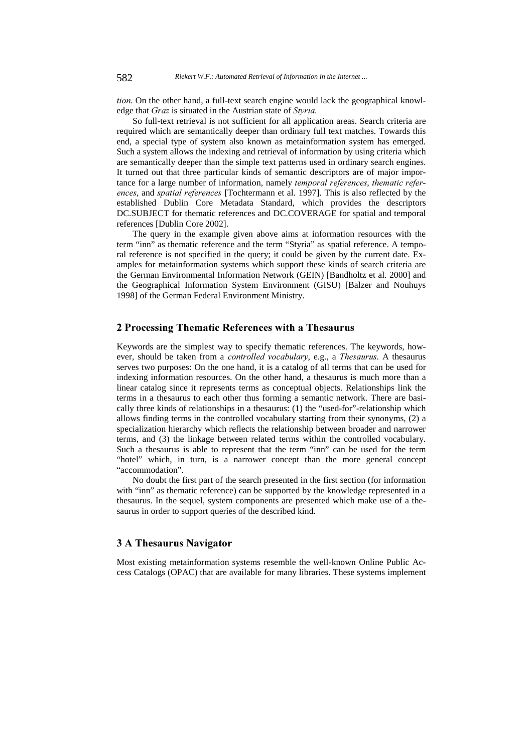*tion*. On the other hand, a full-text search engine would lack the geographical knowledge that *Graz* is situated in the Austrian state of *Styria*.

So full-text retrieval is not sufficient for all application areas. Search criteria are required which are semantically deeper than ordinary full text matches. Towards this end, a special type of system also known as metainformation system has emerged. Such a system allows the indexing and retrieval of information by using criteria which are semantically deeper than the simple text patterns used in ordinary search engines. It turned out that three particular kinds of semantic descriptors are of major importance for a large number of information, namely *temporal references*, *thematic references*, and *spatial references* [Tochtermann et al. 1997]. This is also reflected by the established Dublin Core Metadata Standard, which provides the descriptors DC.SUBJECT for thematic references and DC.COVERAGE for spatial and temporal references [Dublin Core 2002].

The query in the example given above aims at information resources with the term "inn" as thematic reference and the term "Styria" as spatial reference. A temporal reference is not specified in the query; it could be given by the current date. Examples for metainformation systems which support these kinds of search criteria are the German Environmental Information Network (GEIN) [Bandholtz et al. 2000] and the Geographical Information System Environment (GISU) [Balzer and Nouhuys 1998] of the German Federal Environment Ministry.

## 2 Processing Thematic References with a Thesaurus

Keywords are the simplest way to specify thematic references. The keywords, however, should be taken from a *controlled vocabulary*, e.g., a *Thesaurus*. A thesaurus serves two purposes: On the one hand, it is a catalog of all terms that can be used for indexing information resources. On the other hand, a thesaurus is much more than a linear catalog since it represents terms as conceptual objects. Relationships link the terms in a thesaurus to each other thus forming a semantic network. There are basically three kinds of relationships in a thesaurus: (1) the "used-for"-relationship which allows finding terms in the controlled vocabulary starting from their synonyms, (2) a specialization hierarchy which reflects the relationship between broader and narrower terms, and (3) the linkage between related terms within the controlled vocabulary. Such a thesaurus is able to represent that the term "inn" can be used for the term "hotel" which, in turn, is a narrower concept than the more general concept "accommodation".

No doubt the first part of the search presented in the first section (for information with "inn" as thematic reference) can be supported by the knowledge represented in a thesaurus. In the sequel, system components are presented which make use of a thesaurus in order to support queries of the described kind.

## 3 A Thesaurus Navigator

Most existing metainformation systems resemble the well-known Online Public Access Catalogs (OPAC) that are available for many libraries. These systems implement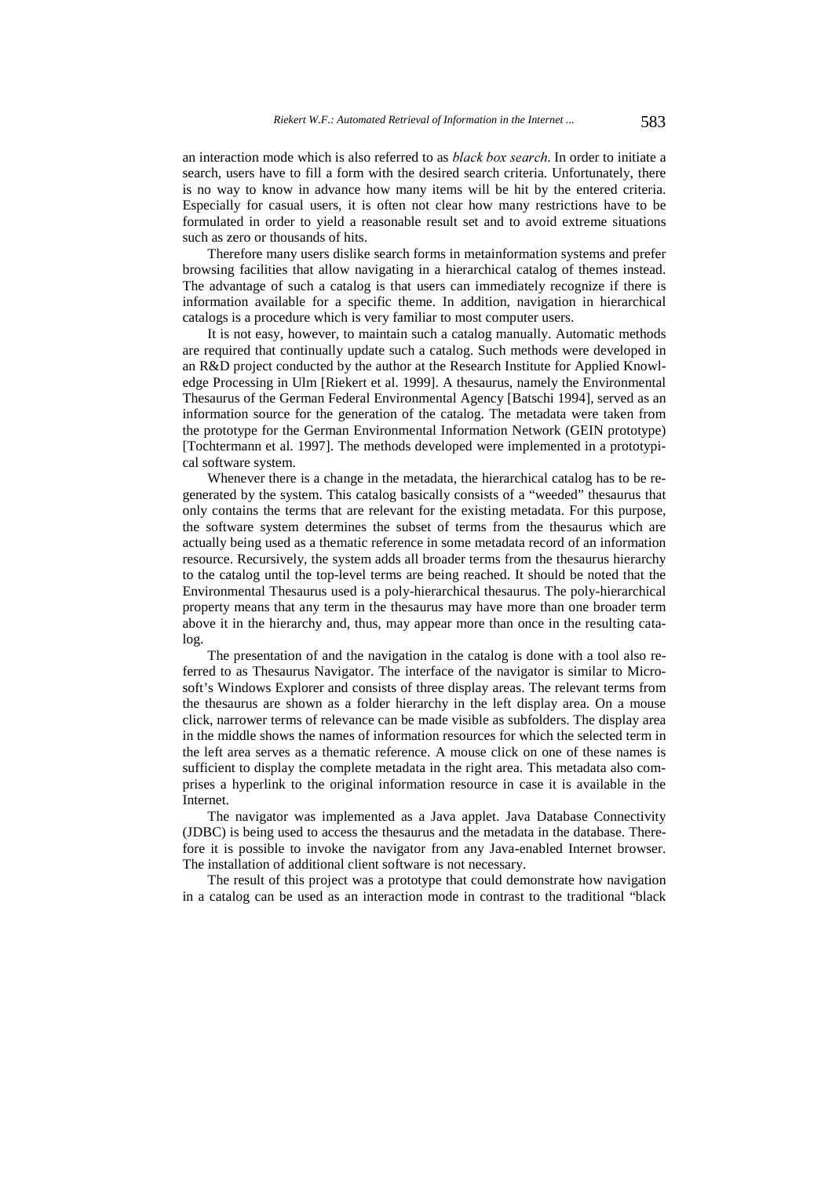an interaction mode which is also referred to as *black box search*. In order to initiate a search, users have to fill a form with the desired search criteria. Unfortunately, there is no way to know in advance how many items will be hit by the entered criteria. Especially for casual users, it is often not clear how many restrictions have to be formulated in order to yield a reasonable result set and to avoid extreme situations such as zero or thousands of hits.

Therefore many users dislike search forms in metainformation systems and prefer browsing facilities that allow navigating in a hierarchical catalog of themes instead. The advantage of such a catalog is that users can immediately recognize if there is information available for a specific theme. In addition, navigation in hierarchical catalogs is a procedure which is very familiar to most computer users.

It is not easy, however, to maintain such a catalog manually. Automatic methods are required that continually update such a catalog. Such methods were developed in an R&D project conducted by the author at the Research Institute for Applied Knowledge Processing in Ulm [Riekert et al. 1999]. A thesaurus, namely the Environmental Thesaurus of the German Federal Environmental Agency [Batschi 1994], served as an information source for the generation of the catalog. The metadata were taken from the prototype for the German Environmental Information Network (GEIN prototype) [Tochtermann et al. 1997]. The methods developed were implemented in a prototypical software system.

Whenever there is a change in the metadata, the hierarchical catalog has to be regenerated by the system. This catalog basically consists of a "weeded" thesaurus that only contains the terms that are relevant for the existing metadata. For this purpose, the software system determines the subset of terms from the thesaurus which are actually being used as a thematic reference in some metadata record of an information resource. Recursively, the system adds all broader terms from the thesaurus hierarchy to the catalog until the top-level terms are being reached. It should be noted that the Environmental Thesaurus used is a poly-hierarchical thesaurus. The poly-hierarchical property means that any term in the thesaurus may have more than one broader term above it in the hierarchy and, thus, may appear more than once in the resulting catalog.

The presentation of and the navigation in the catalog is done with a tool also referred to as Thesaurus Navigator. The interface of the navigator is similar to Microsoft's Windows Explorer and consists of three display areas. The relevant terms from the thesaurus are shown as a folder hierarchy in the left display area. On a mouse click, narrower terms of relevance can be made visible as subfolders. The display area in the middle shows the names of information resources for which the selected term in the left area serves as a thematic reference. A mouse click on one of these names is sufficient to display the complete metadata in the right area. This metadata also comprises a hyperlink to the original information resource in case it is available in the Internet.

The navigator was implemented as a Java applet. Java Database Connectivity (JDBC) is being used to access the thesaurus and the metadata in the database. Therefore it is possible to invoke the navigator from any Java-enabled Internet browser. The installation of additional client software is not necessary.

The result of this project was a prototype that could demonstrate how navigation in a catalog can be used as an interaction mode in contrast to the traditional "black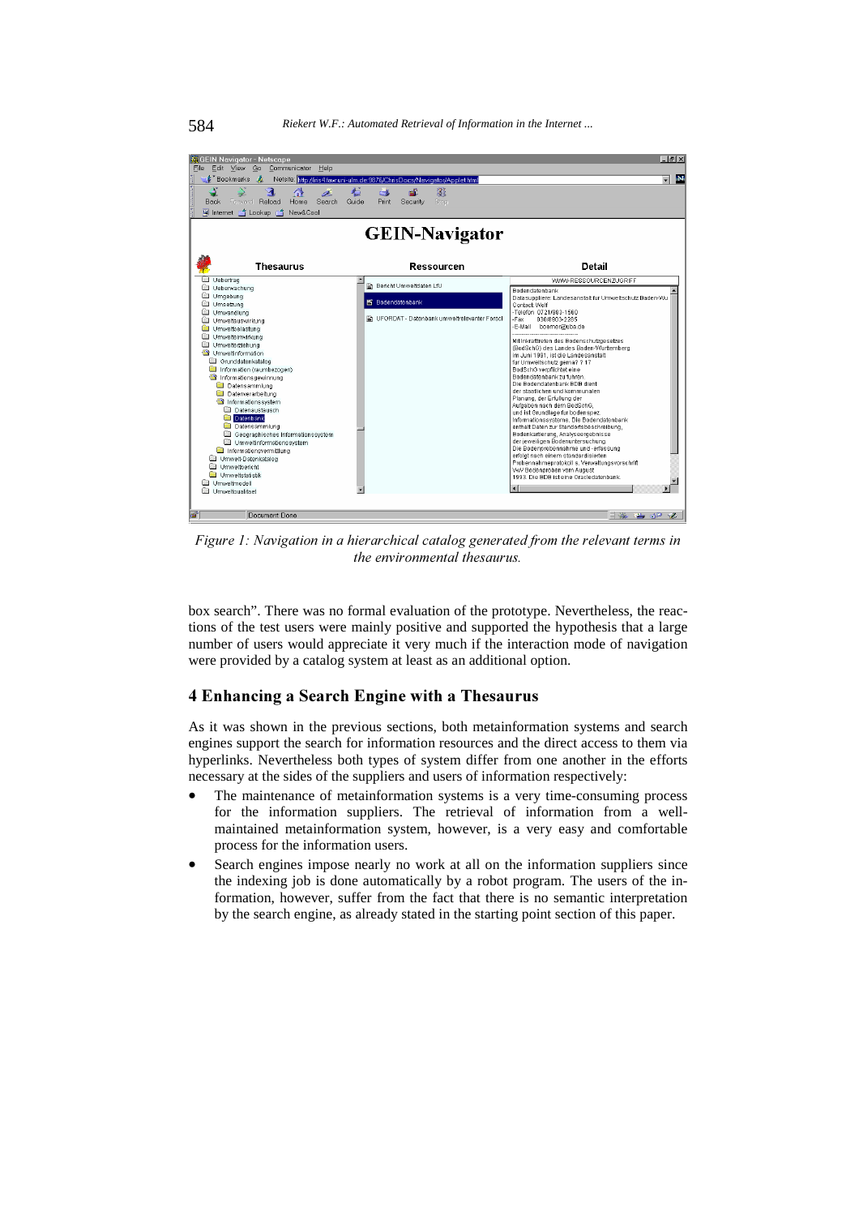*Figure 1: Navigation in a hierarchical catalog generated from the relevant terms in the environmental thesaurus.*

box search". There was no formal evaluation of the prototype. Nevertheless, the reactions of the test users were mainly positive and supported the hypothesis that a large number of users would appreciate it very much if the interaction mode of navigation were provided by a catalog system at least as an additional option.

## 4 Enhancing a Search Engine with a Thesaurus

As it was shown in the previous sections, both metainformation systems and search engines support the search for information resources and the direct access to them via hyperlinks. Nevertheless both types of system differ from one another in the efforts necessary at the sides of the suppliers and users of information respectively:

- The maintenance of metainformation systems is a very time-consuming process for the information suppliers. The retrieval of information from a well-maintained metainformation system, however, is a very easy and comfortable process for the information users.
- Search engines impose nearly no work at all on the information suppliers since the indexing job is done automatically by a robot program. The users of the information, however, suffer from the fact that there is no semantic interpretation by the search engine, as already stated in the starting point section of this paper.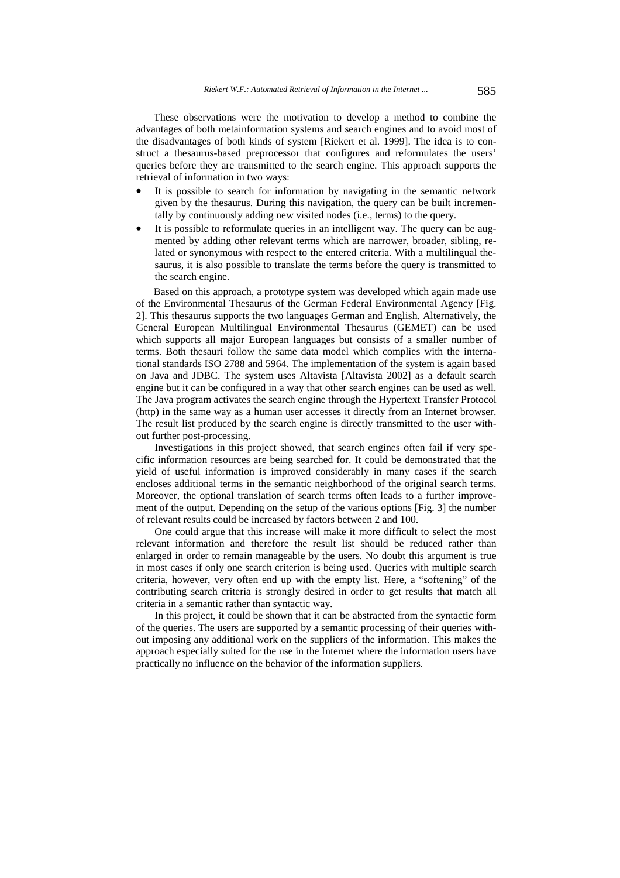These observations were the motivation to develop a method to combine the advantages of both metainformation systems and search engines and to avoid most of the disadvantages of both kinds of system [Riekert et al. 1999]. The idea is to construct a thesaurus-based preprocessor that configures and reformulates the users' queries before they are transmitted to the search engine. This approach supports the retrieval of information in two ways:

- It is possible to search for information by navigating in the semantic network given by the thesaurus. During this navigation, the query can be built incrementally by continuously adding new visited nodes (i.e., terms) to the query.
- It is possible to reformulate queries in an intelligent way. The query can be augmented by adding other relevant terms which are narrower, broader, sibling, related or synonymous with respect to the entered criteria. With a multilingual thesaurus, it is also possible to translate the terms before the query is transmitted to the search engine.

Based on this approach, a prototype system was developed which again made use of the Environmental Thesaurus of the German Federal Environmental Agency [Fig. 2]. This thesaurus supports the two languages German and English. Alternatively, the General European Multilingual Environmental Thesaurus (GEMET) can be used which supports all major European languages but consists of a smaller number of terms. Both thesauri follow the same data model which complies with the international standards ISO 2788 and 5964. The implementation of the system is again based on Java and JDBC. The system uses Altavista [Altavista 2002] as a default search engine but it can be configured in a way that other search engines can be used as well. The Java program activates the search engine through the Hypertext Transfer Protocol (http) in the same way as a human user accesses it directly from an Internet browser. The result list produced by the search engine is directly transmitted to the user without further post-processing.

Investigations in this project showed, that search engines often fail if very specific information resources are being searched for. It could be demonstrated that the yield of useful information is improved considerably in many cases if the search encloses additional terms in the semantic neighborhood of the original search terms. Moreover, the optional translation of search terms often leads to a further improvement of the output. Depending on the setup of the various options [Fig. 3] the number of relevant results could be increased by factors between 2 and 100.

One could argue that this increase will make it more difficult to select the most relevant information and therefore the result list should be reduced rather than enlarged in order to remain manageable by the users. No doubt this argument is true in most cases if only one search criterion is being used. Queries with multiple search criteria, however, very often end up with the empty list. Here, a "softening" of the contributing search criteria is strongly desired in order to get results that match all criteria in a semantic rather than syntactic way.

In this project, it could be shown that it can be abstracted from the syntactic form of the queries. The users are supported by a semantic processing of their queries without imposing any additional work on the suppliers of the information. This makes the approach especially suited for the use in the Internet where the information users have practically no influence on the behavior of the information suppliers.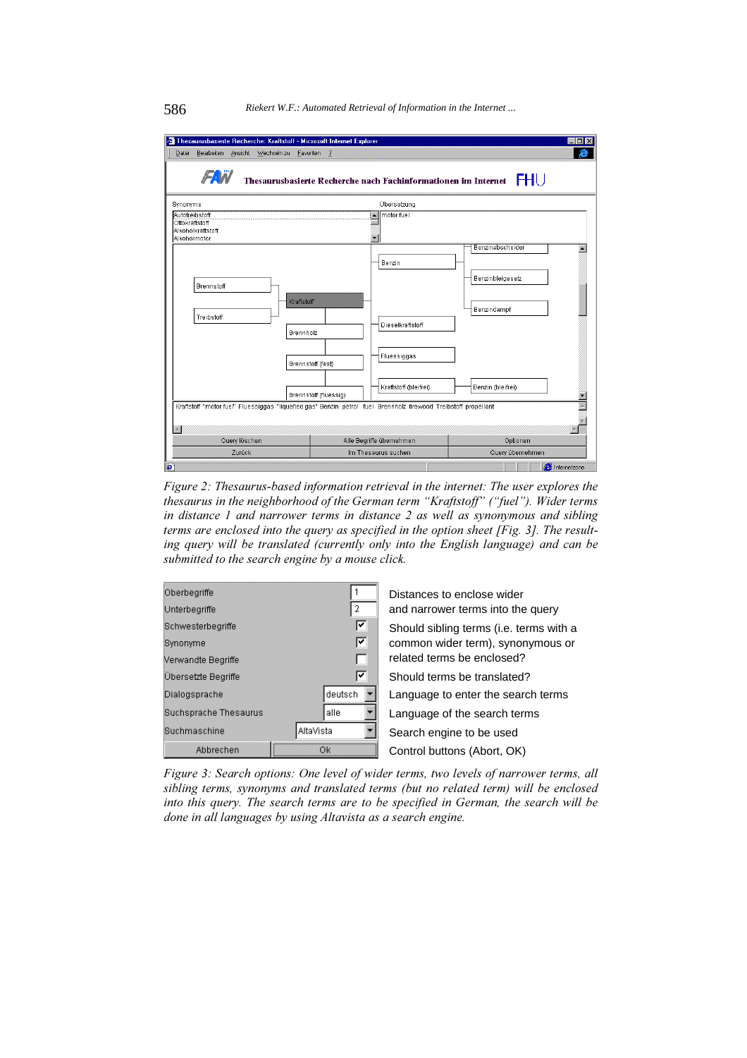*Figure 2: Thesaurus-based information retrieval in the internet: The user explores the thesaurus in the neighborhood of the German term "Kraftstoff" ("fuel"). Wider terms in distance 1 and narrower terms in distance 2 as well as synonymous and sibling terms are enclosed into the query as specified in the option sheet [Fig. 3]. The resulting query will be translated (currently only into the English language) and can be submitted to the search engine by a mouse click.*

| Option | Setting | Description |
|---|---|---|
| Oberbegriffe | 1 | Distances to enclose wider |
| Unterbegriffe | 2 | and narrower terms into the query |
| Schwesterbegriffe | ☑ | Should sibling terms (i.e. terms with a |
| Synonyme | ☑ | common wider term), synonymous or |
| Verwandte Begriffe | ☐ | related terms be enclosed? |
| Übersetzte Begriffe | ☑ | Should terms be translated? |
| Dialogsprache | deutsch | Language to enter the search terms |
| Suchsprache Thesaurus | alle | Language of the search terms |
| Suchmaschine | AltaVista | Search engine to be used |
| Abbrechen | Ok | Control buttons (Abort, OK) |

*Figure 3: Search options: One level of wider terms, two levels of narrower terms, all sibling terms, synonyms and translated terms (but no related term) will be enclosed into this query. The search terms are to be specified in German, the search will be done in all languages by using Altavista as a search engine.*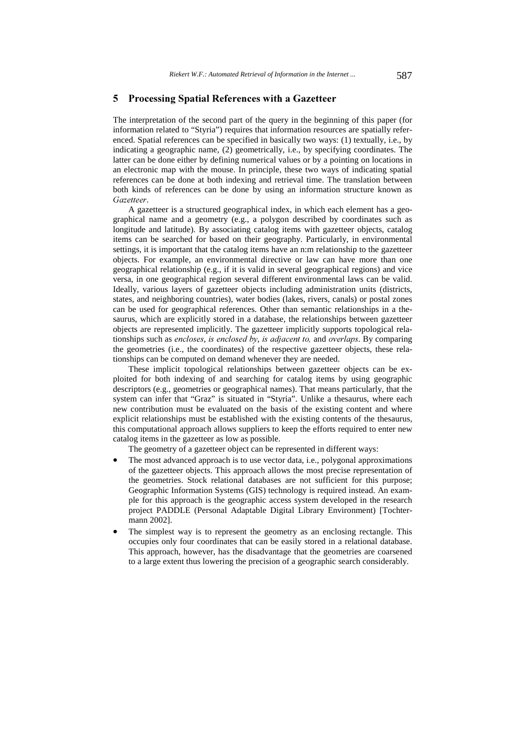## 5 Processing Spatial References with a Gazetteer

The interpretation of the second part of the query in the beginning of this paper (for information related to "Styria") requires that information resources are spatially referenced. Spatial references can be specified in basically two ways: (1) textually, i.e., by indicating a geographic name, (2) geometrically, i.e., by specifying coordinates. The latter can be done either by defining numerical values or by a pointing on locations in an electronic map with the mouse. In principle, these two ways of indicating spatial references can be done at both indexing and retrieval time. The translation between both kinds of references can be done by using an information structure known as *Gazetteer*.

A gazetteer is a structured geographical index, in which each element has a geographical name and a geometry (e.g., a polygon described by coordinates such as longitude and latitude). By associating catalog items with gazetteer objects, catalog items can be searched for based on their geography. Particularly, in environmental settings, it is important that the catalog items have an n:m relationship to the gazetteer objects. For example, an environmental directive or law can have more than one geographical relationship (e.g., if it is valid in several geographical regions) and vice versa, in one geographical region several different environmental laws can be valid. Ideally, various layers of gazetteer objects including administration units (districts, states, and neighboring countries), water bodies (lakes, rivers, canals) or postal zones can be used for geographical references. Other than semantic relationships in a thesaurus, which are explicitly stored in a database, the relationships between gazetteer objects are represented implicitly. The gazetteer implicitly supports topological relationships such as *encloses*, *is enclosed by*, *is adjacent to,* and *overlaps*. By comparing the geometries (i.e., the coordinates) of the respective gazetteer objects, these relationships can be computed on demand whenever they are needed.

These implicit topological relationships between gazetteer objects can be exploited for both indexing of and searching for catalog items by using geographic descriptors (e.g., geometries or geographical names). That means particularly, that the system can infer that "Graz" is situated in "Styria". Unlike a thesaurus, where each new contribution must be evaluated on the basis of the existing content and where explicit relationships must be established with the existing contents of the thesaurus, this computational approach allows suppliers to keep the efforts required to enter new catalog items in the gazetteer as low as possible.

The geometry of a gazetteer object can be represented in different ways:

- The most advanced approach is to use vector data, i.e., polygonal approximations of the gazetteer objects. This approach allows the most precise representation of the geometries. Stock relational databases are not sufficient for this purpose; Geographic Information Systems (GIS) technology is required instead. An example for this approach is the geographic access system developed in the research project PADDLE (Personal Adaptable Digital Library Environment) [Tochtermann 2002].
- The simplest way is to represent the geometry as an enclosing rectangle. This occupies only four coordinates that can be easily stored in a relational database. This approach, however, has the disadvantage that the geometries are coarsened to a large extent thus lowering the precision of a geographic search considerably.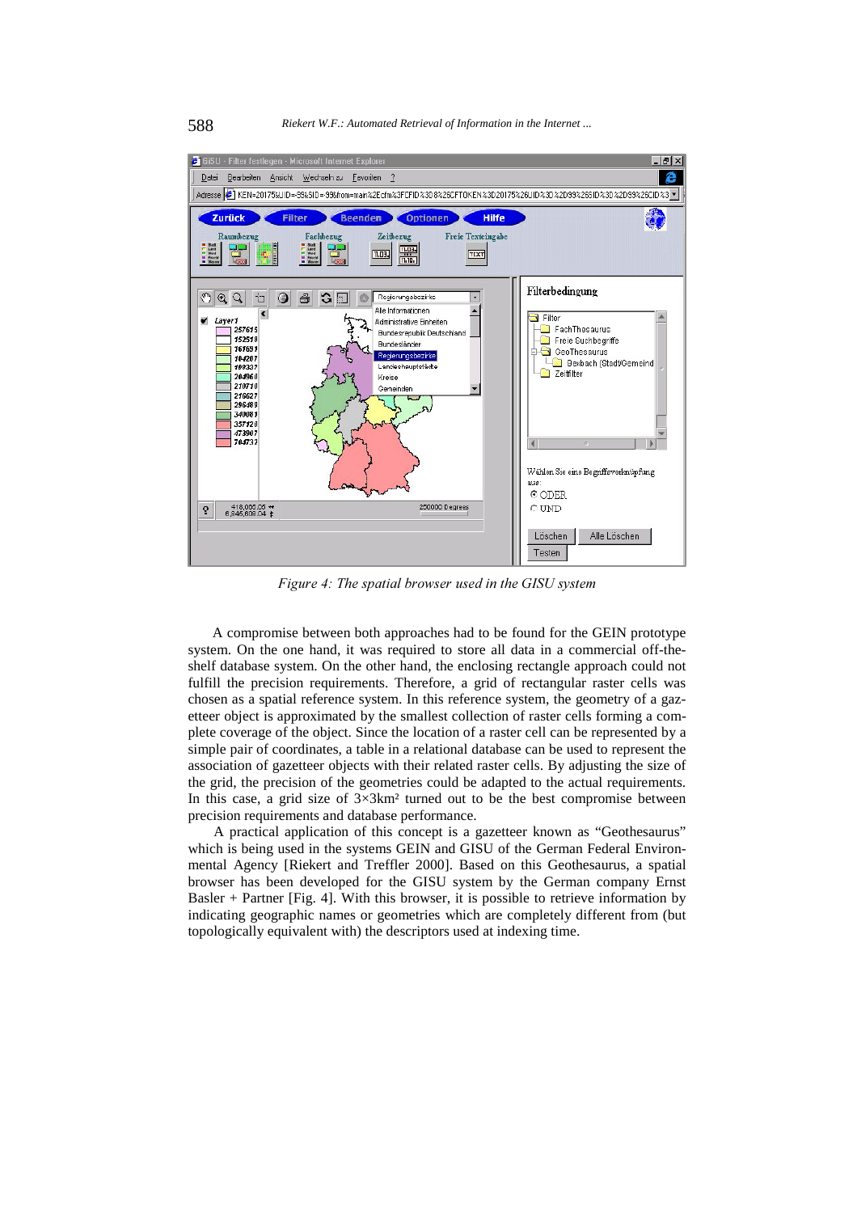*Figure 4: The spatial browser used in the GISU system*

A compromise between both approaches had to be found for the GEIN prototype system. On the one hand, it was required to store all data in a commercial off-the-shelf database system. On the other hand, the enclosing rectangle approach could not fulfill the precision requirements. Therefore, a grid of rectangular raster cells was chosen as a spatial reference system. In this reference system, the geometry of a gazetteer object is approximated by the smallest collection of raster cells forming a complete coverage of the object. Since the location of a raster cell can be represented by a simple pair of coordinates, a table in a relational database can be used to represent the association of gazetteer objects with their related raster cells. By adjusting the size of the grid, the precision of the geometries could be adapted to the actual requirements. In this case, a grid size of 3×3km² turned out to be the best compromise between precision requirements and database performance.

A practical application of this concept is a gazetteer known as "Geothesaurus" which is being used in the systems GEIN and GISU of the German Federal Environmental Agency [Riekert and Treffler 2000]. Based on this Geothesaurus, a spatial browser has been developed for the GISU system by the German company Ernst Basler + Partner [Fig. 4]. With this browser, it is possible to retrieve information by indicating geographic names or geometries which are completely different from (but topologically equivalent with) the descriptors used at indexing time.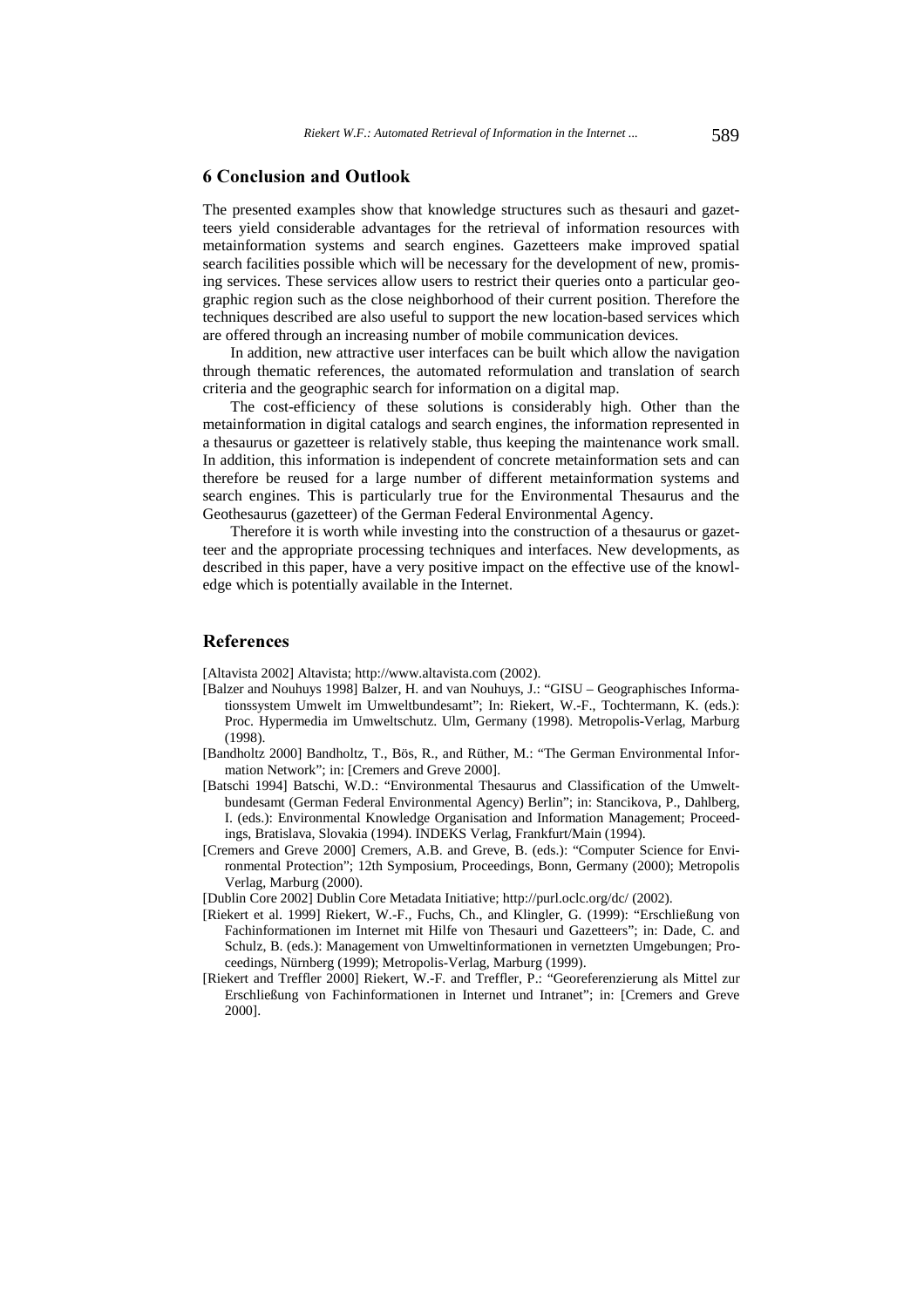## 6 Conclusion and Outlook

The presented examples show that knowledge structures such as thesauri and gazetteers yield considerable advantages for the retrieval of information resources with metainformation systems and search engines. Gazetteers make improved spatial search facilities possible which will be necessary for the development of new, promising services. These services allow users to restrict their queries onto a particular geographic region such as the close neighborhood of their current position. Therefore the techniques described are also useful to support the new location-based services which are offered through an increasing number of mobile communication devices.

In addition, new attractive user interfaces can be built which allow the navigation through thematic references, the automated reformulation and translation of search criteria and the geographic search for information on a digital map.

The cost-efficiency of these solutions is considerably high. Other than the metainformation in digital catalogs and search engines, the information represented in a thesaurus or gazetteer is relatively stable, thus keeping the maintenance work small. In addition, this information is independent of concrete metainformation sets and can therefore be reused for a large number of different metainformation systems and search engines. This is particularly true for the Environmental Thesaurus and the Geothesaurus (gazetteer) of the German Federal Environmental Agency.

Therefore it is worth while investing into the construction of a thesaurus or gazetteer and the appropriate processing techniques and interfaces. New developments, as described in this paper, have a very positive impact on the effective use of the knowledge which is potentially available in the Internet.

## References

[Altavista 2002] Altavista; http://www.altavista.com (2002).

[Balzer and Nouhuys 1998] Balzer, H. and van Nouhuys, J.: "GISU – Geographisches Informationssystem Umwelt im Umweltbundesamt"; In: Riekert, W.-F., Tochtermann, K. (eds.): Proc. Hypermedia im Umweltschutz. Ulm, Germany (1998). Metropolis-Verlag, Marburg (1998).

[Bandholtz 2000] Bandholtz, T., Bös, R., and Rüther, M.: "The German Environmental Information Network"; in: [Cremers and Greve 2000].

[Batschi 1994] Batschi, W.D.: "Environmental Thesaurus and Classification of the Umweltbundesamt (German Federal Environmental Agency) Berlin"; in: Stancikova, P., Dahlberg, I. (eds.): Environmental Knowledge Organisation and Information Management; Proceedings, Bratislava, Slovakia (1994). INDEKS Verlag, Frankfurt/Main (1994).

[Cremers and Greve 2000] Cremers, A.B. and Greve, B. (eds.): "Computer Science for Environmental Protection"; 12th Symposium, Proceedings, Bonn, Germany (2000); Metropolis Verlag, Marburg (2000).

[Dublin Core 2002] Dublin Core Metadata Initiative; http://purl.oclc.org/dc/ (2002).

[Riekert et al. 1999] Riekert, W.-F., Fuchs, Ch., and Klingler, G. (1999): "Erschließung von Fachinformationen im Internet mit Hilfe von Thesauri und Gazetteers"; in: Dade, C. and Schulz, B. (eds.): Management von Umweltinformationen in vernetzten Umgebungen; Proceedings, Nürnberg (1999); Metropolis-Verlag, Marburg (1999).

[Riekert and Treffler 2000] Riekert, W.-F. and Treffler, P.: "Georeferenzierung als Mittel zur Erschließung von Fachinformationen in Internet und Intranet"; in: [Cremers and Greve 2000].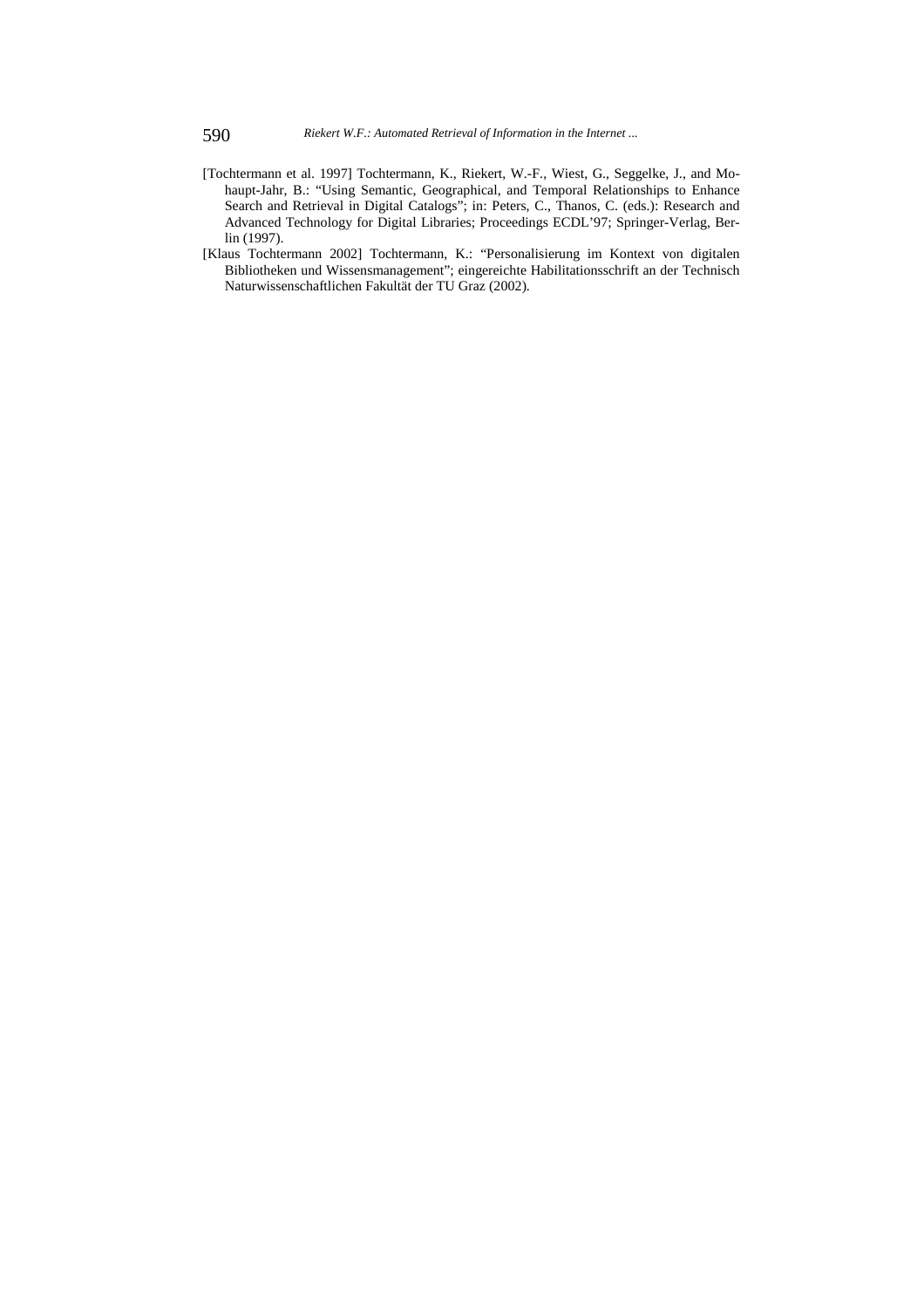[Tochtermann et al. 1997] Tochtermann, K., Riekert, W.-F., Wiest, G., Seggelke, J., and Mohaupt-Jahr, B.: "Using Semantic, Geographical, and Temporal Relationships to Enhance Search and Retrieval in Digital Catalogs"; in: Peters, C., Thanos, C. (eds.): Research and Advanced Technology for Digital Libraries; Proceedings ECDL'97; Springer-Verlag, Berlin (1997).

[Klaus Tochtermann 2002] Tochtermann, K.: "Personalisierung im Kontext von digitalen Bibliotheken und Wissensmanagement"; eingereichte Habilitationsschrift an der Technisch Naturwissenschaftlichen Fakultät der TU Graz (2002).